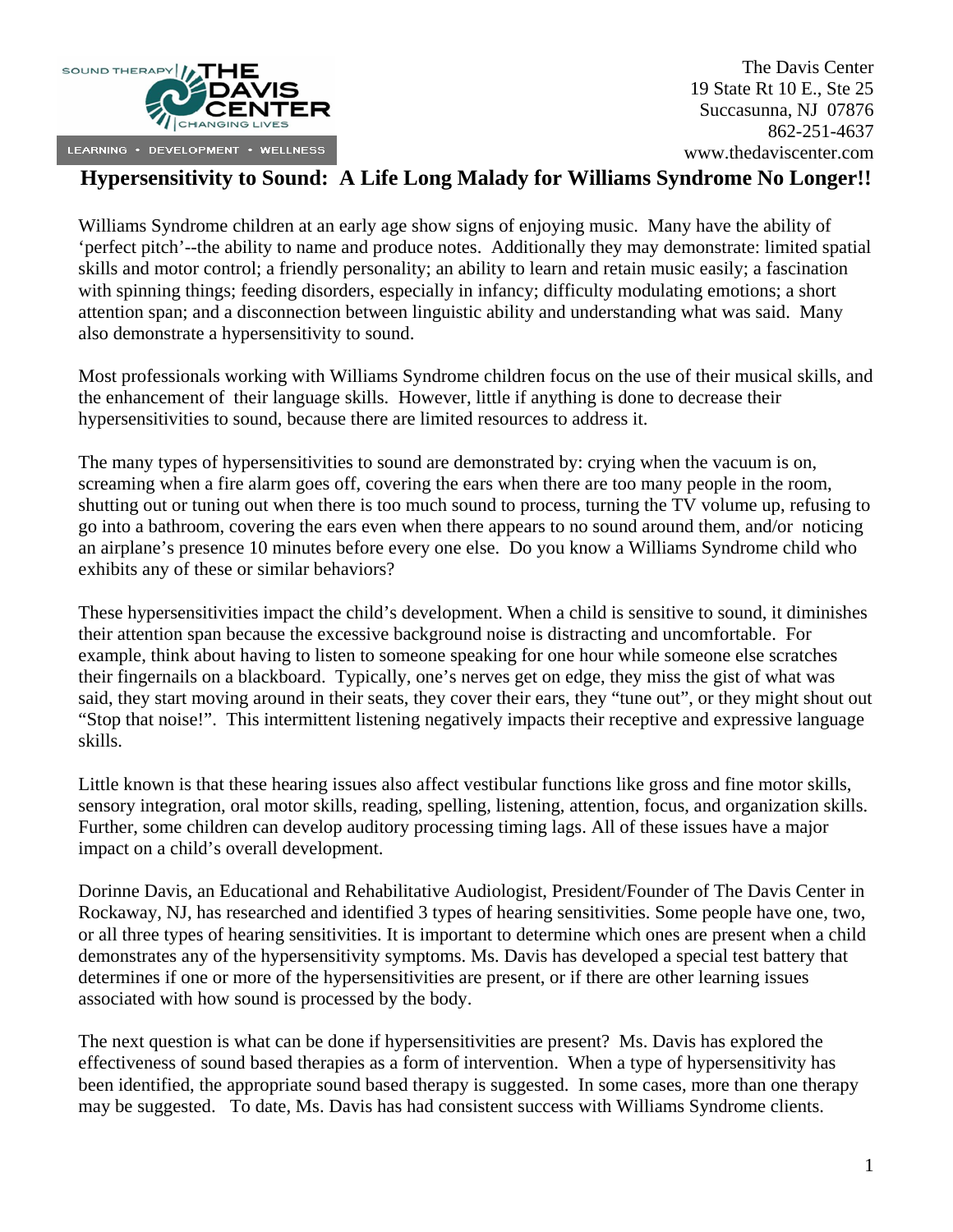The Davis Center
19 State Rt 10 E., Ste 25
Succasunna, NJ 07876
862-251-4637
www.thedaviscenter.com

# Hypersensitivity to Sound: A Life Long Malady for Williams Syndrome No Longer!!

Williams Syndrome children at an early age show signs of enjoying music. Many have the ability of 'perfect pitch'--the ability to name and produce notes. Additionally they may demonstrate: limited spatial skills and motor control; a friendly personality; an ability to learn and retain music easily; a fascination with spinning things; feeding disorders, especially in infancy; difficulty modulating emotions; a short attention span; and a disconnection between linguistic ability and understanding what was said. Many also demonstrate a hypersensitivity to sound.

Most professionals working with Williams Syndrome children focus on the use of their musical skills, and the enhancement of their language skills. However, little if anything is done to decrease their hypersensitivities to sound, because there are limited resources to address it.

The many types of hypersensitivities to sound are demonstrated by: crying when the vacuum is on, screaming when a fire alarm goes off, covering the ears when there are too many people in the room, shutting out or tuning out when there is too much sound to process, turning the TV volume up, refusing to go into a bathroom, covering the ears even when there appears to no sound around them, and/or noticing an airplane's presence 10 minutes before every one else. Do you know a Williams Syndrome child who exhibits any of these or similar behaviors?

These hypersensitivities impact the child's development. When a child is sensitive to sound, it diminishes their attention span because the excessive background noise is distracting and uncomfortable. For example, think about having to listen to someone speaking for one hour while someone else scratches their fingernails on a blackboard. Typically, one's nerves get on edge, they miss the gist of what was said, they start moving around in their seats, they cover their ears, they "tune out", or they might shout out "Stop that noise!". This intermittent listening negatively impacts their receptive and expressive language skills.

Little known is that these hearing issues also affect vestibular functions like gross and fine motor skills, sensory integration, oral motor skills, reading, spelling, listening, attention, focus, and organization skills. Further, some children can develop auditory processing timing lags. All of these issues have a major impact on a child's overall development.

Dorinne Davis, an Educational and Rehabilitative Audiologist, President/Founder of The Davis Center in Rockaway, NJ, has researched and identified 3 types of hearing sensitivities. Some people have one, two, or all three types of hearing sensitivities. It is important to determine which ones are present when a child demonstrates any of the hypersensitivity symptoms. Ms. Davis has developed a special test battery that determines if one or more of the hypersensitivities are present, or if there are other learning issues associated with how sound is processed by the body.

The next question is what can be done if hypersensitivities are present? Ms. Davis has explored the effectiveness of sound based therapies as a form of intervention. When a type of hypersensitivity has been identified, the appropriate sound based therapy is suggested. In some cases, more than one therapy may be suggested. To date, Ms. Davis has had consistent success with Williams Syndrome clients.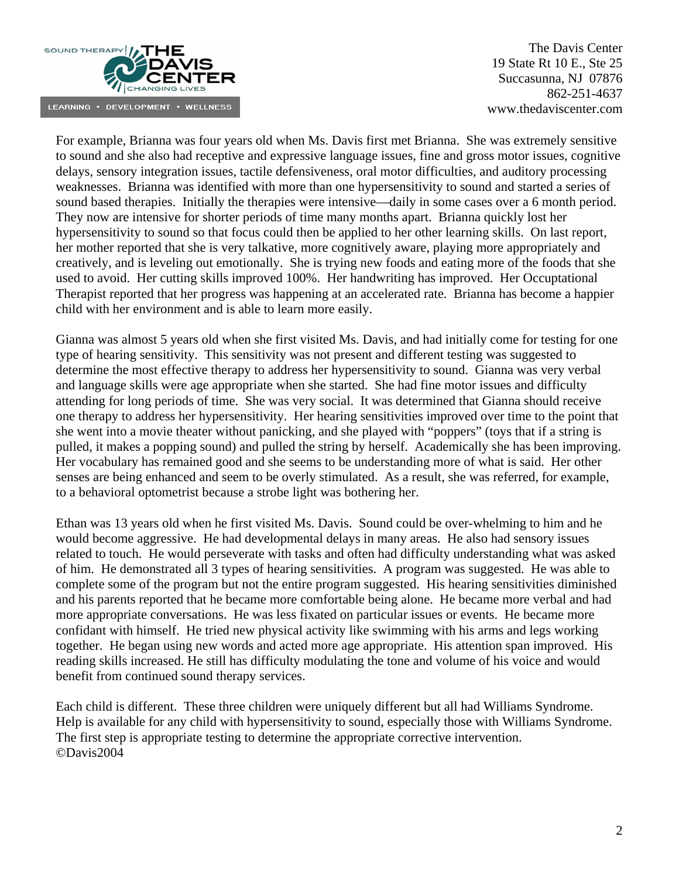For example, Brianna was four years old when Ms. Davis first met Brianna. She was extremely sensitive to sound and she also had receptive and expressive language issues, fine and gross motor issues, cognitive delays, sensory integration issues, tactile defensiveness, oral motor difficulties, and auditory processing weaknesses. Brianna was identified with more than one hypersensitivity to sound and started a series of sound based therapies. Initially the therapies were intensive—daily in some cases over a 6 month period. They now are intensive for shorter periods of time many months apart. Brianna quickly lost her hypersensitivity to sound so that focus could then be applied to her other learning skills. On last report, her mother reported that she is very talkative, more cognitively aware, playing more appropriately and creatively, and is leveling out emotionally. She is trying new foods and eating more of the foods that she used to avoid. Her cutting skills improved 100%. Her handwriting has improved. Her Occupational Therapist reported that her progress was happening at an accelerated rate. Brianna has become a happier child with her environment and is able to learn more easily.

Gianna was almost 5 years old when she first visited Ms. Davis, and had initially come for testing for one type of hearing sensitivity. This sensitivity was not present and different testing was suggested to determine the most effective therapy to address her hypersensitivity to sound. Gianna was very verbal and language skills were age appropriate when she started. She had fine motor issues and difficulty attending for long periods of time. She was very social. It was determined that Gianna should receive one therapy to address her hypersensitivity. Her hearing sensitivities improved over time to the point that she went into a movie theater without panicking, and she played with "poppers" (toys that if a string is pulled, it makes a popping sound) and pulled the string by herself. Academically she has been improving. Her vocabulary has remained good and she seems to be understanding more of what is said. Her other senses are being enhanced and seem to be overly stimulated. As a result, she was referred, for example, to a behavioral optometrist because a strobe light was bothering her.

Ethan was 13 years old when he first visited Ms. Davis. Sound could be over-whelming to him and he would become aggressive. He had developmental delays in many areas. He also had sensory issues related to touch. He would perseverate with tasks and often had difficulty understanding what was asked of him. He demonstrated all 3 types of hearing sensitivities. A program was suggested. He was able to complete some of the program but not the entire program suggested. His hearing sensitivities diminished and his parents reported that he became more comfortable being alone. He became more verbal and had more appropriate conversations. He was less fixated on particular issues or events. He became more confidant with himself. He tried new physical activity like swimming with his arms and legs working together. He began using new words and acted more age appropriate. His attention span improved. His reading skills increased. He still has difficulty modulating the tone and volume of his voice and would benefit from continued sound therapy services.

Each child is different. These three children were uniquely different but all had Williams Syndrome. Help is available for any child with hypersensitivity to sound, especially those with Williams Syndrome. The first step is appropriate testing to determine the appropriate corrective intervention.
©Davis2004